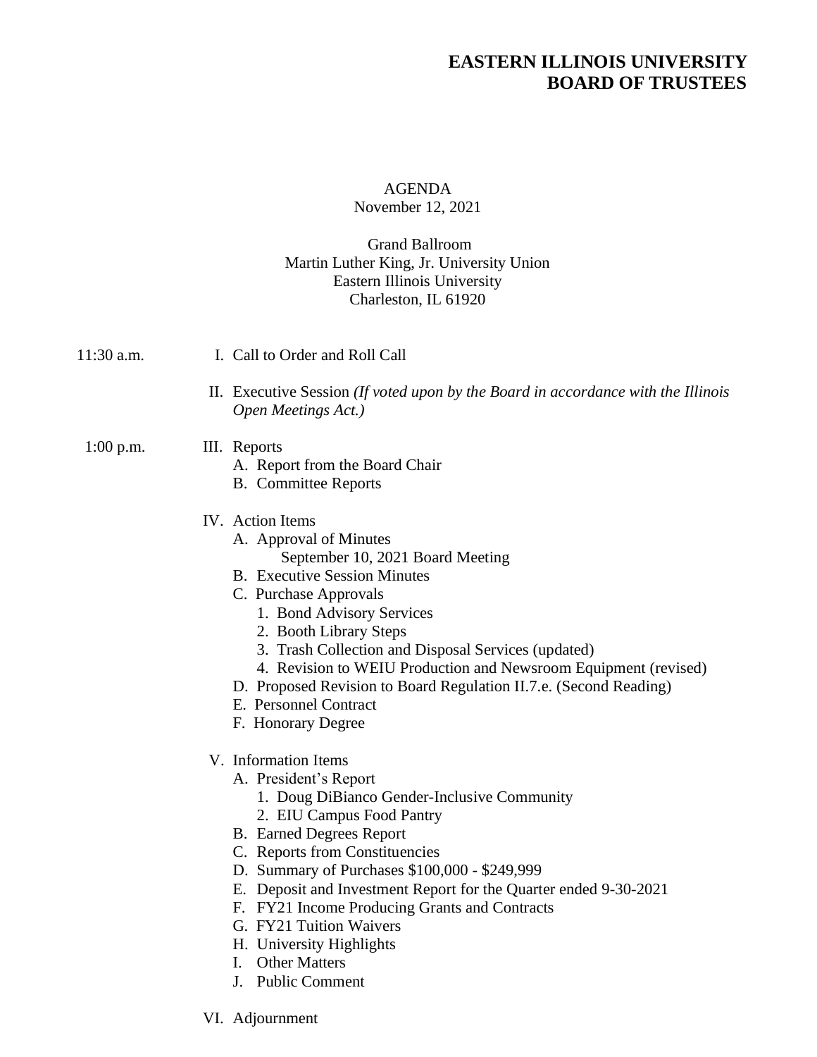# EASTERN ILLINOIS UNIVERSITY
# BOARD OF TRUSTEES

AGENDA
November 12, 2021

Grand Ballroom
Martin Luther King, Jr. University Union
Eastern Illinois University
Charleston, IL 61920

11:30 a.m.

I. Call to Order and Roll Call

II. Executive Session *(If voted upon by the Board in accordance with the Illinois Open Meetings Act.)*

1:00 p.m.

III. Reports
   - A. Report from the Board Chair
   - B. Committee Reports

IV. Action Items
   - A. Approval of Minutes
     - September 10, 2021 Board Meeting
   - B. Executive Session Minutes
   - C. Purchase Approvals
     1. Bond Advisory Services
     2. Booth Library Steps
     3. Trash Collection and Disposal Services (updated)
     4. Revision to WEIU Production and Newsroom Equipment (revised)
   - D. Proposed Revision to Board Regulation II.7.e. (Second Reading)
   - E. Personnel Contract
   - F. Honorary Degree

V. Information Items
   - A. President's Report
     1. Doug DiBianco Gender-Inclusive Community
     2. EIU Campus Food Pantry
   - B. Earned Degrees Report
   - C. Reports from Constituencies
   - D. Summary of Purchases $100,000 - $249,999
   - E. Deposit and Investment Report for the Quarter ended 9-30-2021
   - F. FY21 Income Producing Grants and Contracts
   - G. FY21 Tuition Waivers
   - H. University Highlights
   - I. Other Matters
   - J. Public Comment

VI. Adjournment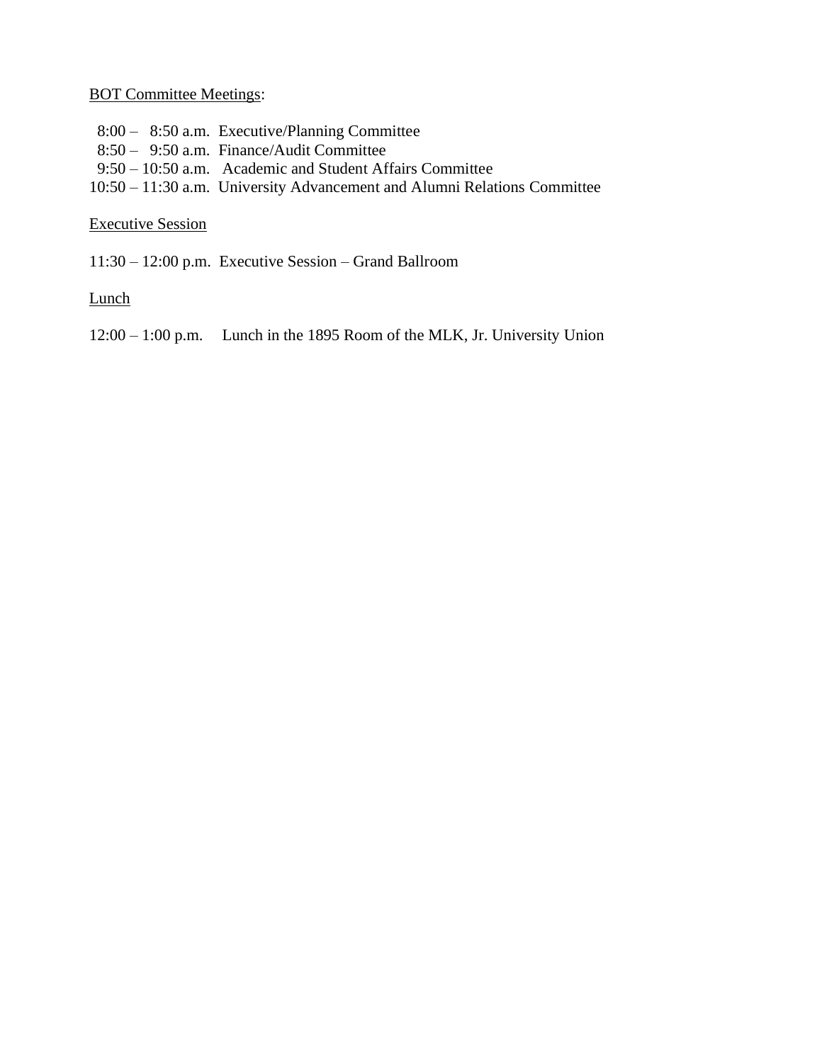<u>BOT Committee Meetings</u>:

8:00 – 8:50 a.m. Executive/Planning Committee
8:50 – 9:50 a.m. Finance/Audit Committee
9:50 – 10:50 a.m. Academic and Student Affairs Committee
10:50 – 11:30 a.m. University Advancement and Alumni Relations Committee

<u>Executive Session</u>

11:30 – 12:00 p.m. Executive Session – Grand Ballroom

<u>Lunch</u>

12:00 – 1:00 p.m. Lunch in the 1895 Room of the MLK, Jr. University Union